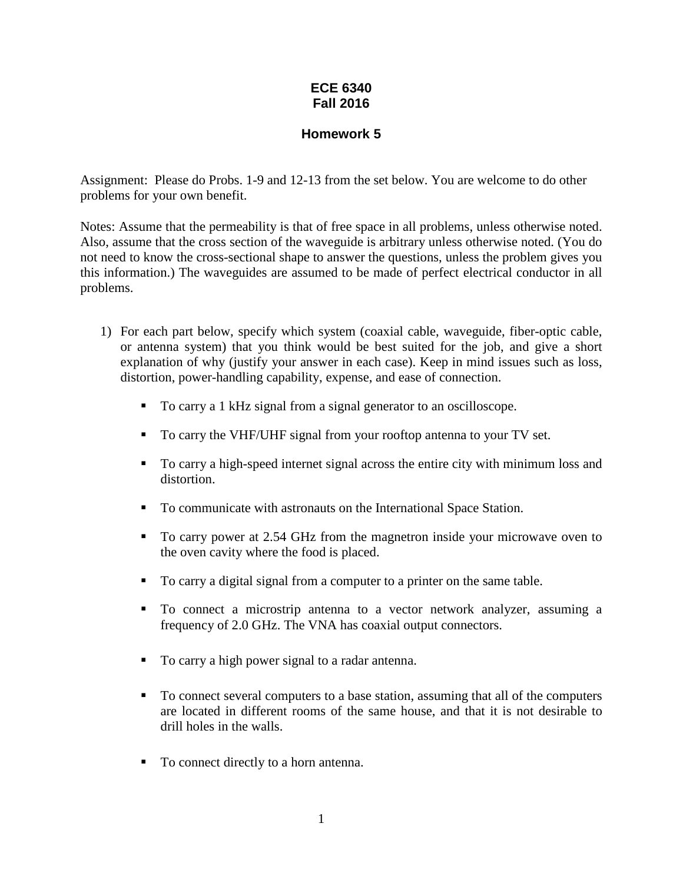# ECE 6340
# Fall 2016

## Homework 5

Assignment: Please do Probs. 1-9 and 12-13 from the set below. You are welcome to do other problems for your own benefit.

Notes: Assume that the permeability is that of free space in all problems, unless otherwise noted. Also, assume that the cross section of the waveguide is arbitrary unless otherwise noted. (You do not need to know the cross-sectional shape to answer the questions, unless the problem gives you this information.) The waveguides are assumed to be made of perfect electrical conductor in all problems.

1) For each part below, specify which system (coaxial cable, waveguide, fiber-optic cable, or antenna system) that you think would be best suited for the job, and give a short explanation of why (justify your answer in each case). Keep in mind issues such as loss, distortion, power-handling capability, expense, and ease of connection.

   - To carry a 1 kHz signal from a signal generator to an oscilloscope.
   - To carry the VHF/UHF signal from your rooftop antenna to your TV set.
   - To carry a high-speed internet signal across the entire city with minimum loss and distortion.
   - To communicate with astronauts on the International Space Station.
   - To carry power at 2.54 GHz from the magnetron inside your microwave oven to the oven cavity where the food is placed.
   - To carry a digital signal from a computer to a printer on the same table.
   - To connect a microstrip antenna to a vector network analyzer, assuming a frequency of 2.0 GHz. The VNA has coaxial output connectors.
   - To carry a high power signal to a radar antenna.
   - To connect several computers to a base station, assuming that all of the computers are located in different rooms of the same house, and that it is not desirable to drill holes in the walls.
   - To connect directly to a horn antenna.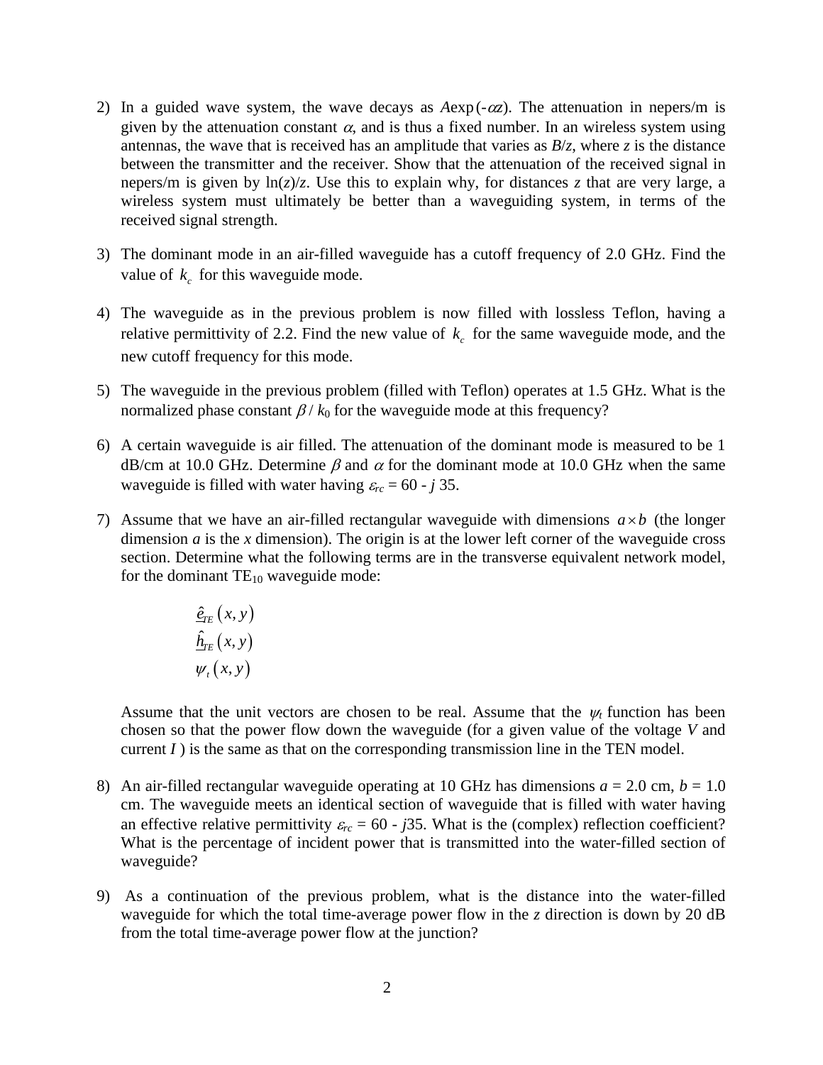2) In a guided wave system, the wave decays as $A\exp(-\alpha z)$. The attenuation in nepers/m is given by the attenuation constant $\alpha$, and is thus a fixed number. In an wireless system using antennas, the wave that is received has an amplitude that varies as $B/z$, where $z$ is the distance between the transmitter and the receiver. Show that the attenuation of the received signal in nepers/m is given by $\ln(z)/z$. Use this to explain why, for distances $z$ that are very large, a wireless system must ultimately be better than a waveguiding system, in terms of the received signal strength.

3) The dominant mode in an air-filled waveguide has a cutoff frequency of 2.0 GHz. Find the value of $k_c$ for this waveguide mode.

4) The waveguide as in the previous problem is now filled with lossless Teflon, having a relative permittivity of 2.2. Find the new value of $k_c$ for the same waveguide mode, and the new cutoff frequency for this mode.

5) The waveguide in the previous problem (filled with Teflon) operates at 1.5 GHz. What is the normalized phase constant $\beta / k_0$ for the waveguide mode at this frequency?

6) A certain waveguide is air filled. The attenuation of the dominant mode is measured to be 1 dB/cm at 10.0 GHz. Determine $\beta$ and $\alpha$ for the dominant mode at 10.0 GHz when the same waveguide is filled with water having $\varepsilon_{rc} = 60 - j\,35$.

7) Assume that we have an air-filled rectangular waveguide with dimensions $a \times b$ (the longer dimension $a$ is the $x$ dimension). The origin is at the lower left corner of the waveguide cross section. Determine what the following terms are in the transverse equivalent network model, for the dominant $TE_{10}$ waveguide mode:

$$\underline{\hat{e}}_{TE}\left(x, y\right)$$
$$\underline{\hat{h}}_{TE}\left(x, y\right)$$
$$\psi_t\left(x, y\right)$$

Assume that the unit vectors are chosen to be real. Assume that the $\psi_t$ function has been chosen so that the power flow down the waveguide (for a given value of the voltage $V$ and current $I$ ) is the same as that on the corresponding transmission line in the TEN model.

8) An air-filled rectangular waveguide operating at 10 GHz has dimensions $a$ = 2.0 cm, $b$ = 1.0 cm. The waveguide meets an identical section of waveguide that is filled with water having an effective relative permittivity $\varepsilon_{rc} = 60 - j35$. What is the (complex) reflection coefficient? What is the percentage of incident power that is transmitted into the water-filled section of waveguide?

9) As a continuation of the previous problem, what is the distance into the water-filled waveguide for which the total time-average power flow in the $z$ direction is down by 20 dB from the total time-average power flow at the junction?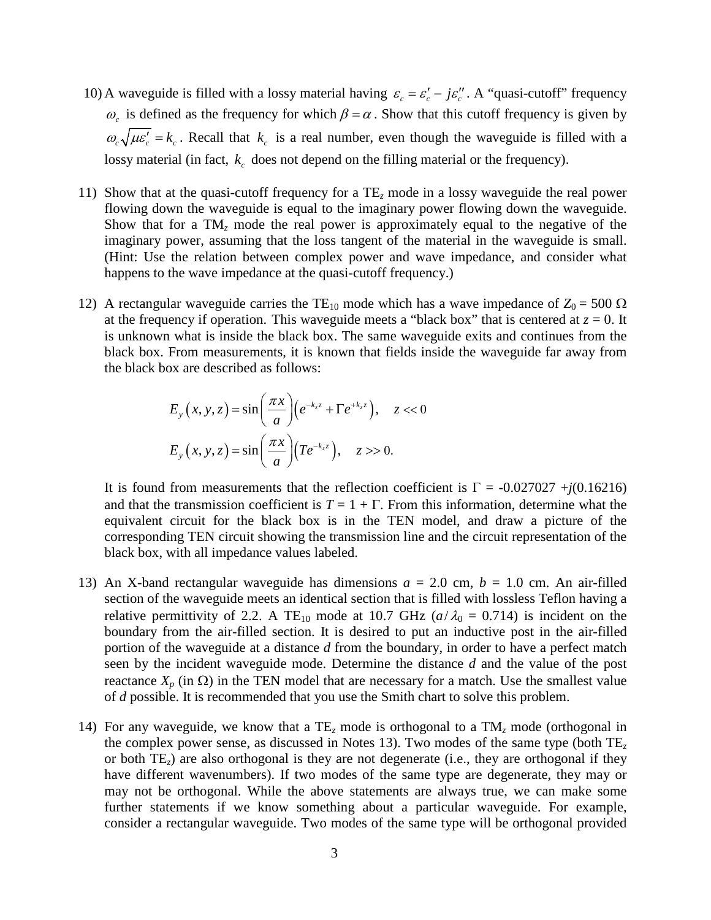10) A waveguide is filled with a lossy material having $\varepsilon_c = \varepsilon_c' - j\varepsilon_c''$. A "quasi-cutoff" frequency $\omega_c$ is defined as the frequency for which $\beta = \alpha$. Show that this cutoff frequency is given by $\omega_c\sqrt{\mu\varepsilon_c'} = k_c$. Recall that $k_c$ is a real number, even though the waveguide is filled with a lossy material (in fact, $k_c$ does not depend on the filling material or the frequency).

11) Show that at the quasi-cutoff frequency for a $\text{TE}_z$ mode in a lossy waveguide the real power flowing down the waveguide is equal to the imaginary power flowing down the waveguide. Show that for a $\text{TM}_z$ mode the real power is approximately equal to the negative of the imaginary power, assuming that the loss tangent of the material in the waveguide is small. (Hint: Use the relation between complex power and wave impedance, and consider what happens to the wave impedance at the quasi-cutoff frequency.)

12) A rectangular waveguide carries the $\text{TE}_{10}$ mode which has a wave impedance of $Z_0 = 500\ \Omega$ at the frequency if operation. This waveguide meets a "black box" that is centered at $z = 0$. It is unknown what is inside the black box. The same waveguide exits and continues from the black box. From measurements, it is known that fields inside the waveguide far away from the black box are described as follows:

$$E_y(x, y, z) = \sin\left(\frac{\pi x}{a}\right)\left(e^{-k_z z} + \Gamma e^{+k_z z}\right), \quad z << 0$$

$$E_y(x, y, z) = \sin\left(\frac{\pi x}{a}\right)\left(T e^{-k_z z}\right), \quad z >> 0.$$

It is found from measurements that the reflection coefficient is $\Gamma = -0.027027 + j(0.16216)$ and that the transmission coefficient is $T = 1 + \Gamma$. From this information, determine what the equivalent circuit for the black box is in the TEN model, and draw a picture of the corresponding TEN circuit showing the transmission line and the circuit representation of the black box, with all impedance values labeled.

13) An X-band rectangular waveguide has dimensions $a = 2.0$ cm, $b = 1.0$ cm. An air-filled section of the waveguide meets an identical section that is filled with lossless Teflon having a relative permittivity of 2.2. A $\text{TE}_{10}$ mode at 10.7 GHz ($a/\lambda_0 = 0.714$) is incident on the boundary from the air-filled section. It is desired to put an inductive post in the air-filled portion of the waveguide at a distance $d$ from the boundary, in order to have a perfect match seen by the incident waveguide mode. Determine the distance $d$ and the value of the post reactance $X_p$ (in $\Omega$) in the TEN model that are necessary for a match. Use the smallest value of $d$ possible. It is recommended that you use the Smith chart to solve this problem.

14) For any waveguide, we know that a $\text{TE}_z$ mode is orthogonal to a $\text{TM}_z$ mode (orthogonal in the complex power sense, as discussed in Notes 13). Two modes of the same type (both $\text{TE}_z$ or both $\text{TE}_z$) are also orthogonal is they are not degenerate (i.e., they are orthogonal if they have different wavenumbers). If two modes of the same type are degenerate, they may or may not be orthogonal. While the above statements are always true, we can make some further statements if we know something about a particular waveguide. For example, consider a rectangular waveguide. Two modes of the same type will be orthogonal provided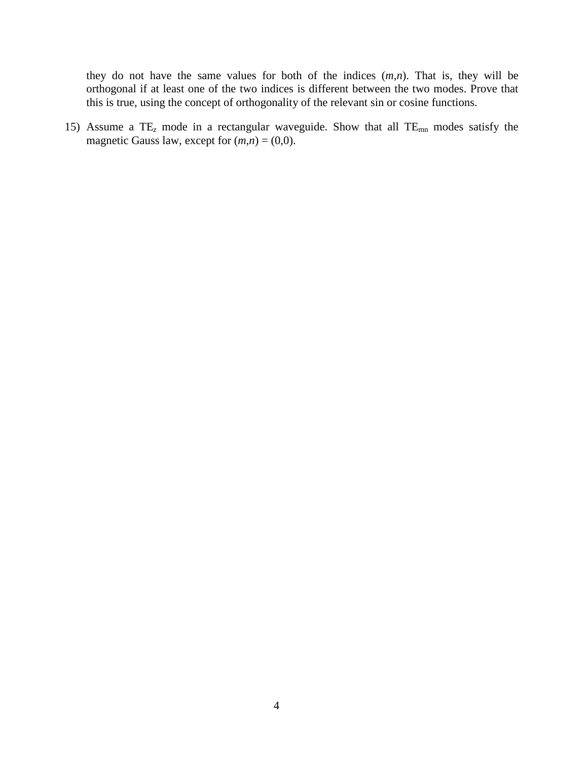they do not have the same values for both of the indices ($m$,$n$). That is, they will be orthogonal if at least one of the two indices is different between the two modes. Prove that this is true, using the concept of orthogonality of the relevant sin or cosine functions.

15) Assume a $TE_z$ mode in a rectangular waveguide. Show that all $TE_{mn}$ modes satisfy the magnetic Gauss law, except for ($m$,$n$) = (0,0).